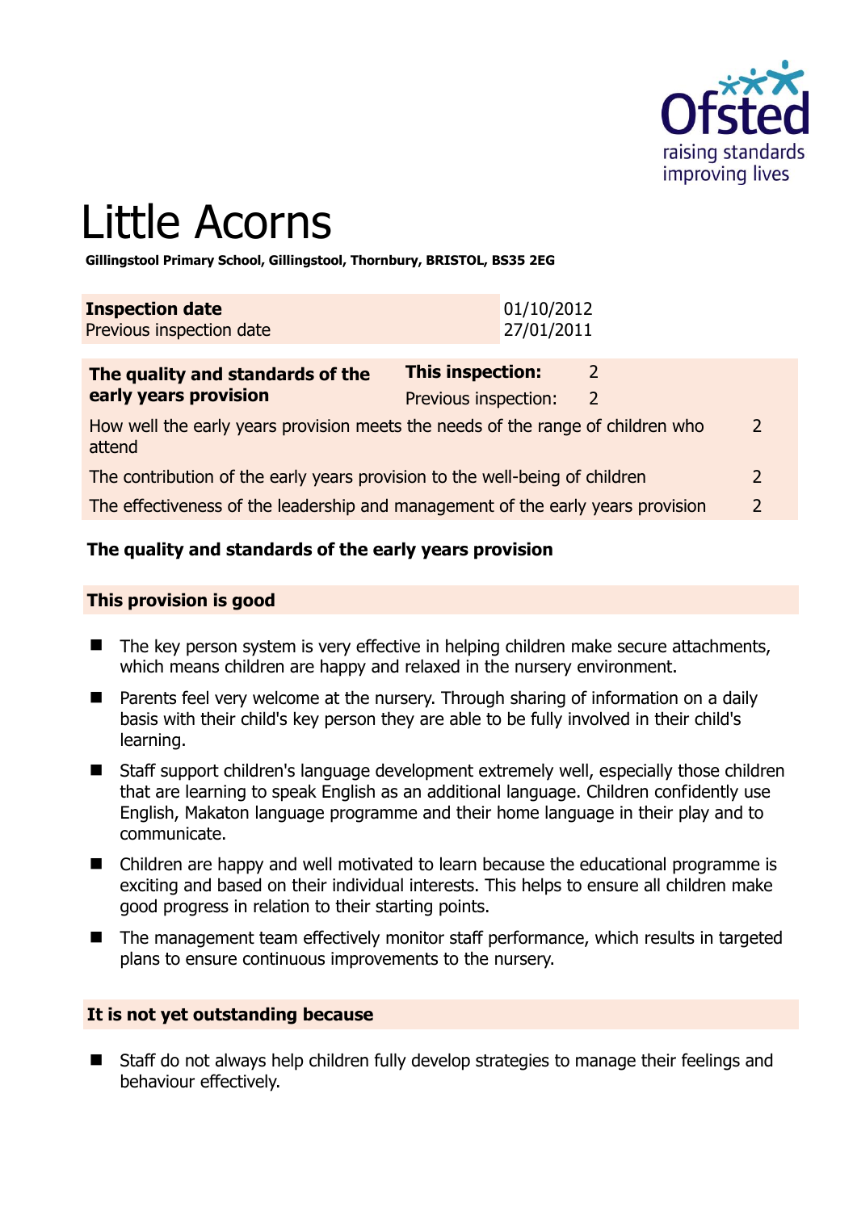# Little Acorns

**Gillingstool Primary School, Gillingstool, Thornbury, BRISTOL, BS35 2EG**

| **Inspection date** | 01/10/2012 |
|---|---|
| Previous inspection date | 27/01/2011 |

| **The quality and standards of the early years provision** | **This inspection:** | 2 | |
|---|---|---|---|
| | Previous inspection: | 2 | |
| How well the early years provision meets the needs of the range of children who attend | | | 2 |
| The contribution of the early years provision to the well-being of children | | | 2 |
| The effectiveness of the leadership and management of the early years provision | | | 2 |

## The quality and standards of the early years provision

### This provision is good

- The key person system is very effective in helping children make secure attachments, which means children are happy and relaxed in the nursery environment.
- Parents feel very welcome at the nursery. Through sharing of information on a daily basis with their child's key person they are able to be fully involved in their child's learning.
- Staff support children's language development extremely well, especially those children that are learning to speak English as an additional language. Children confidently use English, Makaton language programme and their home language in their play and to communicate.
- Children are happy and well motivated to learn because the educational programme is exciting and based on their individual interests. This helps to ensure all children make good progress in relation to their starting points.
- The management team effectively monitor staff performance, which results in targeted plans to ensure continuous improvements to the nursery.

### It is not yet outstanding because

- Staff do not always help children fully develop strategies to manage their feelings and behaviour effectively.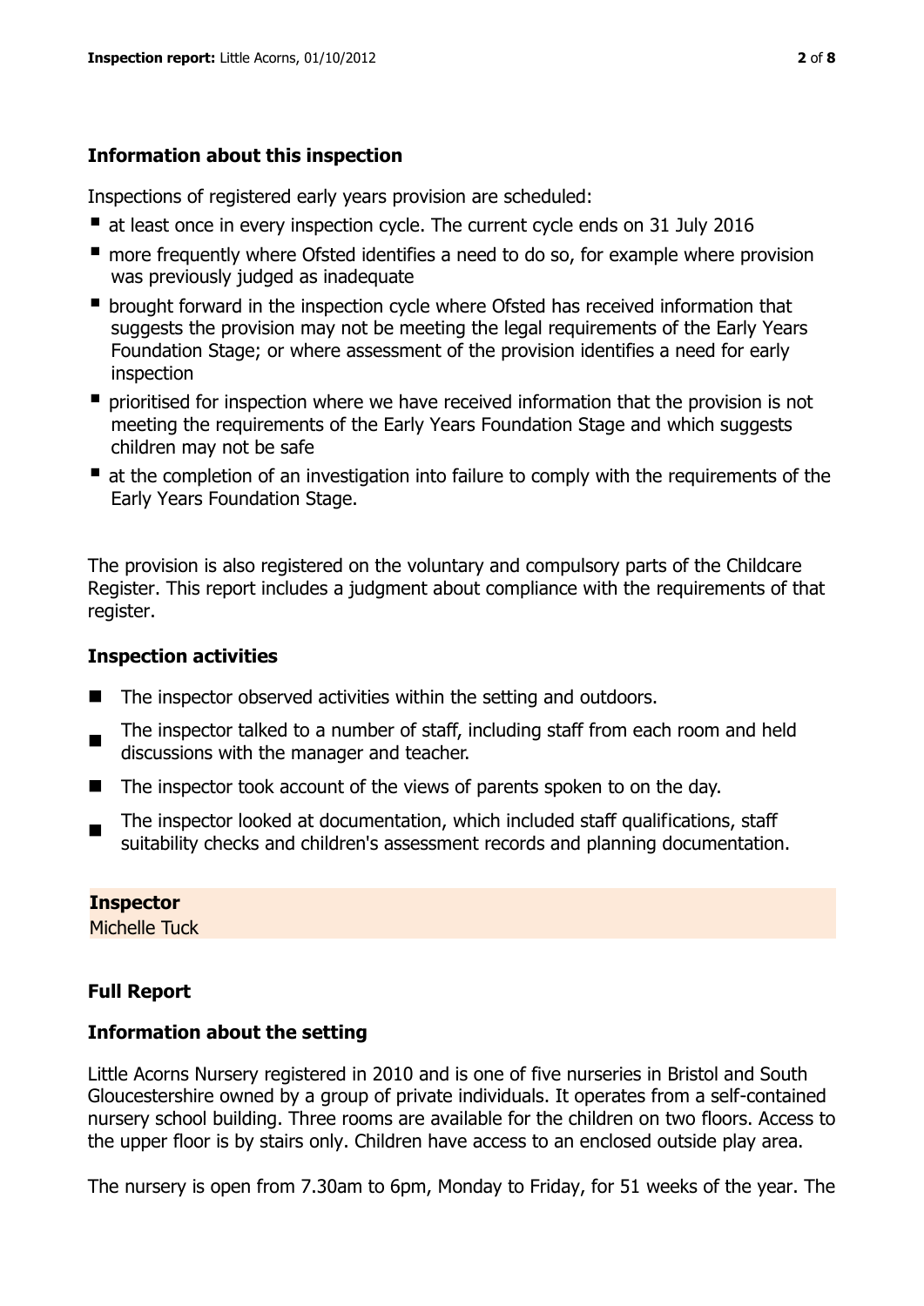### Information about this inspection

Inspections of registered early years provision are scheduled:

- at least once in every inspection cycle. The current cycle ends on 31 July 2016
- more frequently where Ofsted identifies a need to do so, for example where provision was previously judged as inadequate
- brought forward in the inspection cycle where Ofsted has received information that suggests the provision may not be meeting the legal requirements of the Early Years Foundation Stage; or where assessment of the provision identifies a need for early inspection
- prioritised for inspection where we have received information that the provision is not meeting the requirements of the Early Years Foundation Stage and which suggests children may not be safe
- at the completion of an investigation into failure to comply with the requirements of the Early Years Foundation Stage.

The provision is also registered on the voluntary and compulsory parts of the Childcare Register. This report includes a judgment about compliance with the requirements of that register.

### Inspection activities

- The inspector observed activities within the setting and outdoors.
- The inspector talked to a number of staff, including staff from each room and held discussions with the manager and teacher.
- The inspector took account of the views of parents spoken to on the day.
- The inspector looked at documentation, which included staff qualifications, staff suitability checks and children's assessment records and planning documentation.

**Inspector**
Michelle Tuck

### Full Report

### Information about the setting

Little Acorns Nursery registered in 2010 and is one of five nurseries in Bristol and South Gloucestershire owned by a group of private individuals. It operates from a self-contained nursery school building. Three rooms are available for the children on two floors. Access to the upper floor is by stairs only. Children have access to an enclosed outside play area.

The nursery is open from 7.30am to 6pm, Monday to Friday, for 51 weeks of the year. The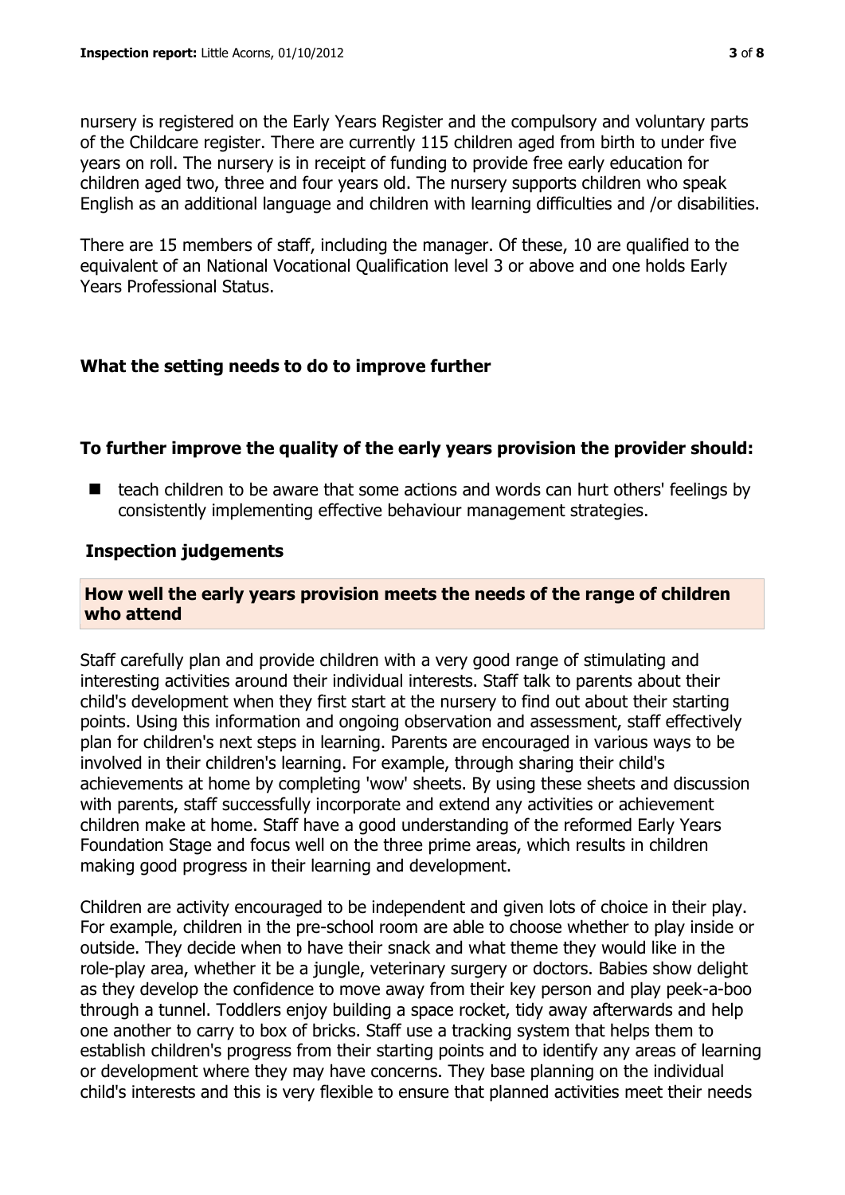nursery is registered on the Early Years Register and the compulsory and voluntary parts of the Childcare register. There are currently 115 children aged from birth to under five years on roll. The nursery is in receipt of funding to provide free early education for children aged two, three and four years old. The nursery supports children who speak English as an additional language and children with learning difficulties and /or disabilities.

There are 15 members of staff, including the manager. Of these, 10 are qualified to the equivalent of an National Vocational Qualification level 3 or above and one holds Early Years Professional Status.

## What the setting needs to do to improve further

### To further improve the quality of the early years provision the provider should:

- teach children to be aware that some actions and words can hurt others' feelings by consistently implementing effective behaviour management strategies.

## Inspection judgements

### How well the early years provision meets the needs of the range of children who attend

Staff carefully plan and provide children with a very good range of stimulating and interesting activities around their individual interests. Staff talk to parents about their child's development when they first start at the nursery to find out about their starting points. Using this information and ongoing observation and assessment, staff effectively plan for children's next steps in learning. Parents are encouraged in various ways to be involved in their children's learning. For example, through sharing their child's achievements at home by completing 'wow' sheets. By using these sheets and discussion with parents, staff successfully incorporate and extend any activities or achievement children make at home. Staff have a good understanding of the reformed Early Years Foundation Stage and focus well on the three prime areas, which results in children making good progress in their learning and development.

Children are activity encouraged to be independent and given lots of choice in their play. For example, children in the pre-school room are able to choose whether to play inside or outside. They decide when to have their snack and what theme they would like in the role-play area, whether it be a jungle, veterinary surgery or doctors. Babies show delight as they develop the confidence to move away from their key person and play peek-a-boo through a tunnel. Toddlers enjoy building a space rocket, tidy away afterwards and help one another to carry to box of bricks. Staff use a tracking system that helps them to establish children's progress from their starting points and to identify any areas of learning or development where they may have concerns. They base planning on the individual child's interests and this is very flexible to ensure that planned activities meet their needs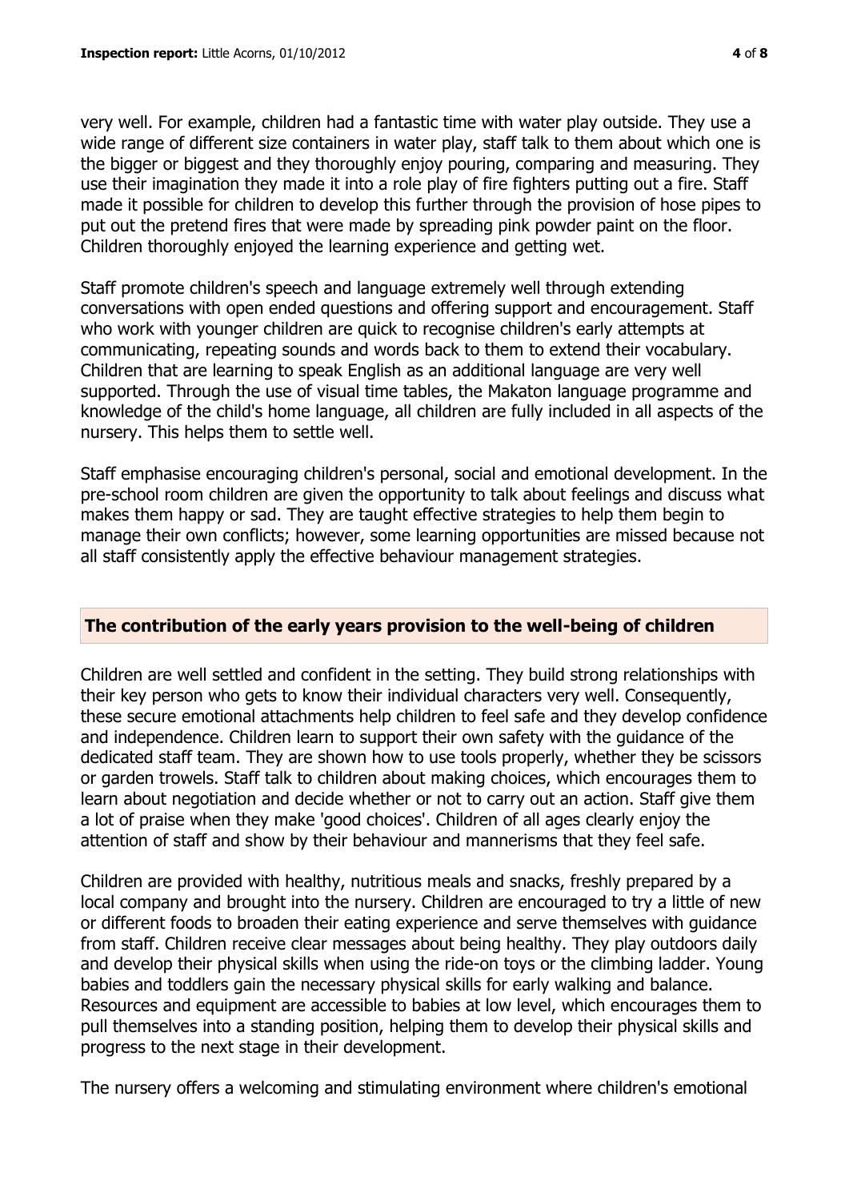very well. For example, children had a fantastic time with water play outside. They use a wide range of different size containers in water play, staff talk to them about which one is the bigger or biggest and they thoroughly enjoy pouring, comparing and measuring. They use their imagination they made it into a role play of fire fighters putting out a fire. Staff made it possible for children to develop this further through the provision of hose pipes to put out the pretend fires that were made by spreading pink powder paint on the floor. Children thoroughly enjoyed the learning experience and getting wet.

Staff promote children's speech and language extremely well through extending conversations with open ended questions and offering support and encouragement. Staff who work with younger children are quick to recognise children's early attempts at communicating, repeating sounds and words back to them to extend their vocabulary. Children that are learning to speak English as an additional language are very well supported. Through the use of visual time tables, the Makaton language programme and knowledge of the child's home language, all children are fully included in all aspects of the nursery. This helps them to settle well.

Staff emphasise encouraging children's personal, social and emotional development. In the pre-school room children are given the opportunity to talk about feelings and discuss what makes them happy or sad. They are taught effective strategies to help them begin to manage their own conflicts; however, some learning opportunities are missed because not all staff consistently apply the effective behaviour management strategies.

## The contribution of the early years provision to the well-being of children

Children are well settled and confident in the setting. They build strong relationships with their key person who gets to know their individual characters very well. Consequently, these secure emotional attachments help children to feel safe and they develop confidence and independence. Children learn to support their own safety with the guidance of the dedicated staff team. They are shown how to use tools properly, whether they be scissors or garden trowels. Staff talk to children about making choices, which encourages them to learn about negotiation and decide whether or not to carry out an action. Staff give them a lot of praise when they make 'good choices'. Children of all ages clearly enjoy the attention of staff and show by their behaviour and mannerisms that they feel safe.

Children are provided with healthy, nutritious meals and snacks, freshly prepared by a local company and brought into the nursery. Children are encouraged to try a little of new or different foods to broaden their eating experience and serve themselves with guidance from staff. Children receive clear messages about being healthy. They play outdoors daily and develop their physical skills when using the ride-on toys or the climbing ladder. Young babies and toddlers gain the necessary physical skills for early walking and balance. Resources and equipment are accessible to babies at low level, which encourages them to pull themselves into a standing position, helping them to develop their physical skills and progress to the next stage in their development.

The nursery offers a welcoming and stimulating environment where children's emotional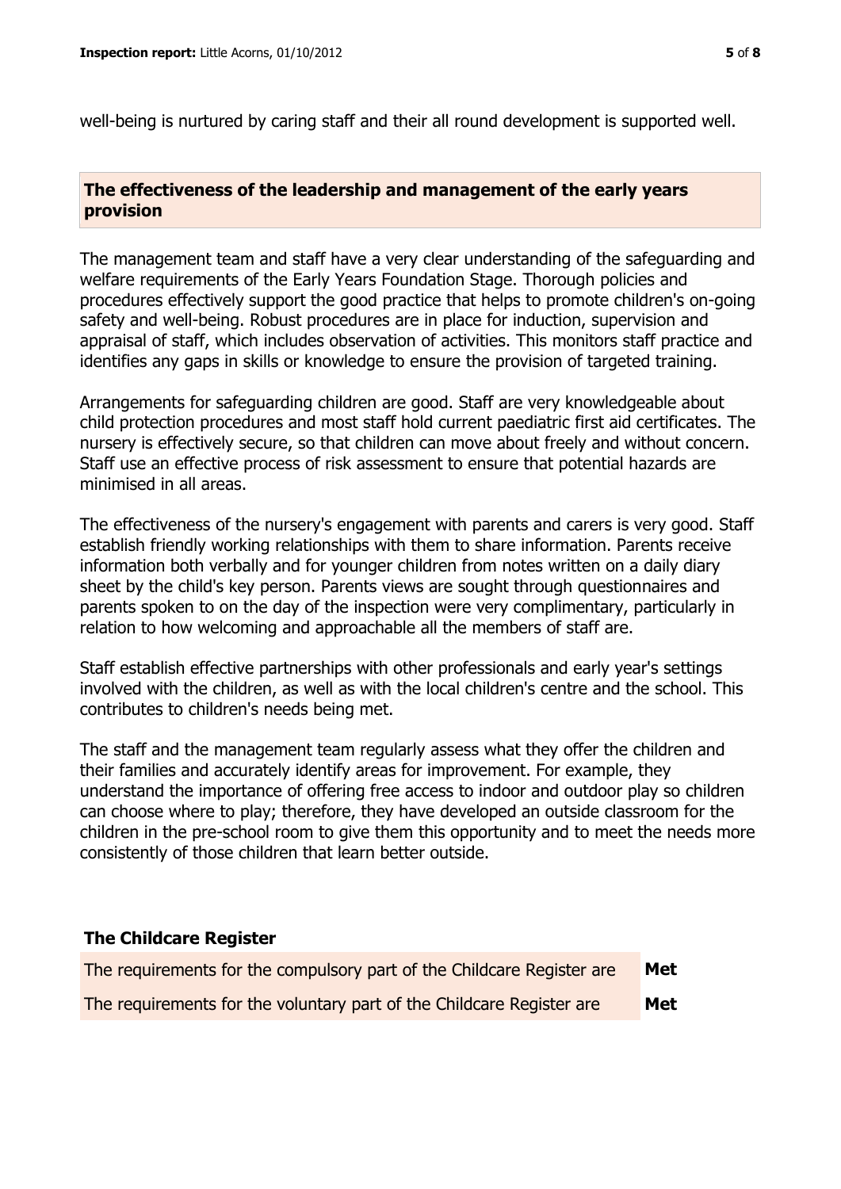well-being is nurtured by caring staff and their all round development is supported well.

## The effectiveness of the leadership and management of the early years provision

The management team and staff have a very clear understanding of the safeguarding and welfare requirements of the Early Years Foundation Stage. Thorough policies and procedures effectively support the good practice that helps to promote children's on-going safety and well-being. Robust procedures are in place for induction, supervision and appraisal of staff, which includes observation of activities. This monitors staff practice and identifies any gaps in skills or knowledge to ensure the provision of targeted training.

Arrangements for safeguarding children are good. Staff are very knowledgeable about child protection procedures and most staff hold current paediatric first aid certificates. The nursery is effectively secure, so that children can move about freely and without concern. Staff use an effective process of risk assessment to ensure that potential hazards are minimised in all areas.

The effectiveness of the nursery's engagement with parents and carers is very good. Staff establish friendly working relationships with them to share information. Parents receive information both verbally and for younger children from notes written on a daily diary sheet by the child's key person. Parents views are sought through questionnaires and parents spoken to on the day of the inspection were very complimentary, particularly in relation to how welcoming and approachable all the members of staff are.

Staff establish effective partnerships with other professionals and early year's settings involved with the children, as well as with the local children's centre and the school. This contributes to children's needs being met.

The staff and the management team regularly assess what they offer the children and their families and accurately identify areas for improvement. For example, they understand the importance of offering free access to indoor and outdoor play so children can choose where to play; therefore, they have developed an outside classroom for the children in the pre-school room to give them this opportunity and to meet the needs more consistently of those children that learn better outside.

## The Childcare Register

| | |
|---|---|
| The requirements for the compulsory part of the Childcare Register are | **Met** |
| The requirements for the voluntary part of the Childcare Register are | **Met** |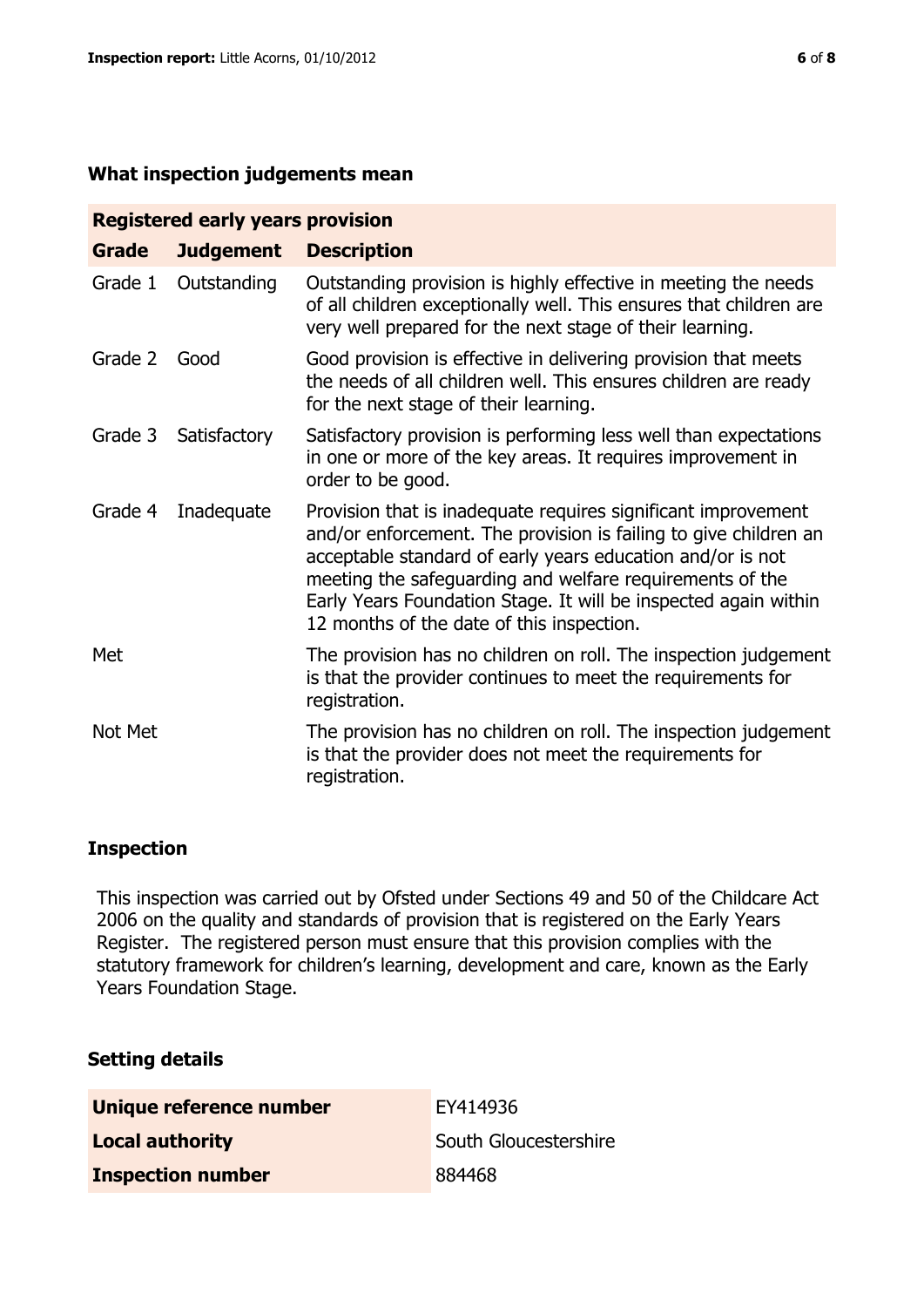## What inspection judgements mean

| Registered early years provision | | |
|---|---|---|
| **Grade** | **Judgement** | **Description** |
| Grade 1 | Outstanding | Outstanding provision is highly effective in meeting the needs of all children exceptionally well. This ensures that children are very well prepared for the next stage of their learning. |
| Grade 2 | Good | Good provision is effective in delivering provision that meets the needs of all children well. This ensures children are ready for the next stage of their learning. |
| Grade 3 | Satisfactory | Satisfactory provision is performing less well than expectations in one or more of the key areas. It requires improvement in order to be good. |
| Grade 4 | Inadequate | Provision that is inadequate requires significant improvement and/or enforcement. The provision is failing to give children an acceptable standard of early years education and/or is not meeting the safeguarding and welfare requirements of the Early Years Foundation Stage. It will be inspected again within 12 months of the date of this inspection. |
| Met | | The provision has no children on roll. The inspection judgement is that the provider continues to meet the requirements for registration. |
| Not Met | | The provision has no children on roll. The inspection judgement is that the provider does not meet the requirements for registration. |

## Inspection

This inspection was carried out by Ofsted under Sections 49 and 50 of the Childcare Act 2006 on the quality and standards of provision that is registered on the Early Years Register. The registered person must ensure that this provision complies with the statutory framework for children's learning, development and care, known as the Early Years Foundation Stage.

## Setting details

| | |
|---|---|
| **Unique reference number** | EY414936 |
| **Local authority** | South Gloucestershire |
| **Inspection number** | 884468 |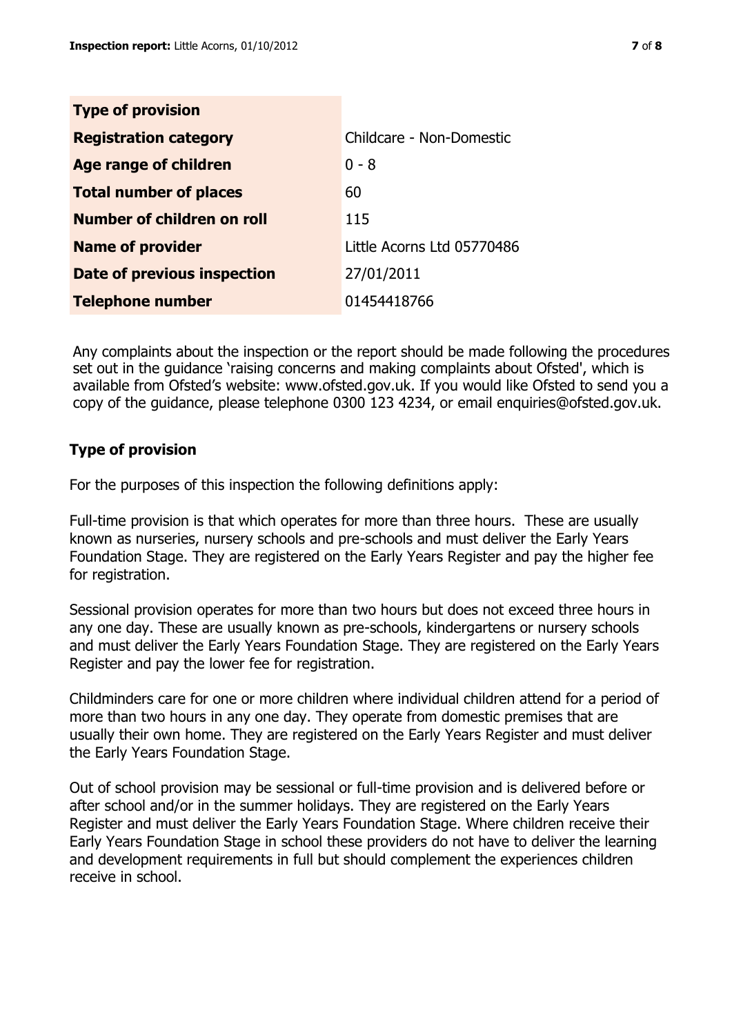| Type of provision | |
|---|---|
| **Registration category** | Childcare - Non-Domestic |
| **Age range of children** | 0 - 8 |
| **Total number of places** | 60 |
| **Number of children on roll** | 115 |
| **Name of provider** | Little Acorns Ltd 05770486 |
| **Date of previous inspection** | 27/01/2011 |
| **Telephone number** | 01454418766 |

Any complaints about the inspection or the report should be made following the procedures set out in the guidance 'raising concerns and making complaints about Ofsted', which is available from Ofsted's website: www.ofsted.gov.uk. If you would like Ofsted to send you a copy of the guidance, please telephone 0300 123 4234, or email enquiries@ofsted.gov.uk.

### Type of provision

For the purposes of this inspection the following definitions apply:

Full-time provision is that which operates for more than three hours. These are usually known as nurseries, nursery schools and pre-schools and must deliver the Early Years Foundation Stage. They are registered on the Early Years Register and pay the higher fee for registration.

Sessional provision operates for more than two hours but does not exceed three hours in any one day. These are usually known as pre-schools, kindergartens or nursery schools and must deliver the Early Years Foundation Stage. They are registered on the Early Years Register and pay the lower fee for registration.

Childminders care for one or more children where individual children attend for a period of more than two hours in any one day. They operate from domestic premises that are usually their own home. They are registered on the Early Years Register and must deliver the Early Years Foundation Stage.

Out of school provision may be sessional or full-time provision and is delivered before or after school and/or in the summer holidays. They are registered on the Early Years Register and must deliver the Early Years Foundation Stage. Where children receive their Early Years Foundation Stage in school these providers do not have to deliver the learning and development requirements in full but should complement the experiences children receive in school.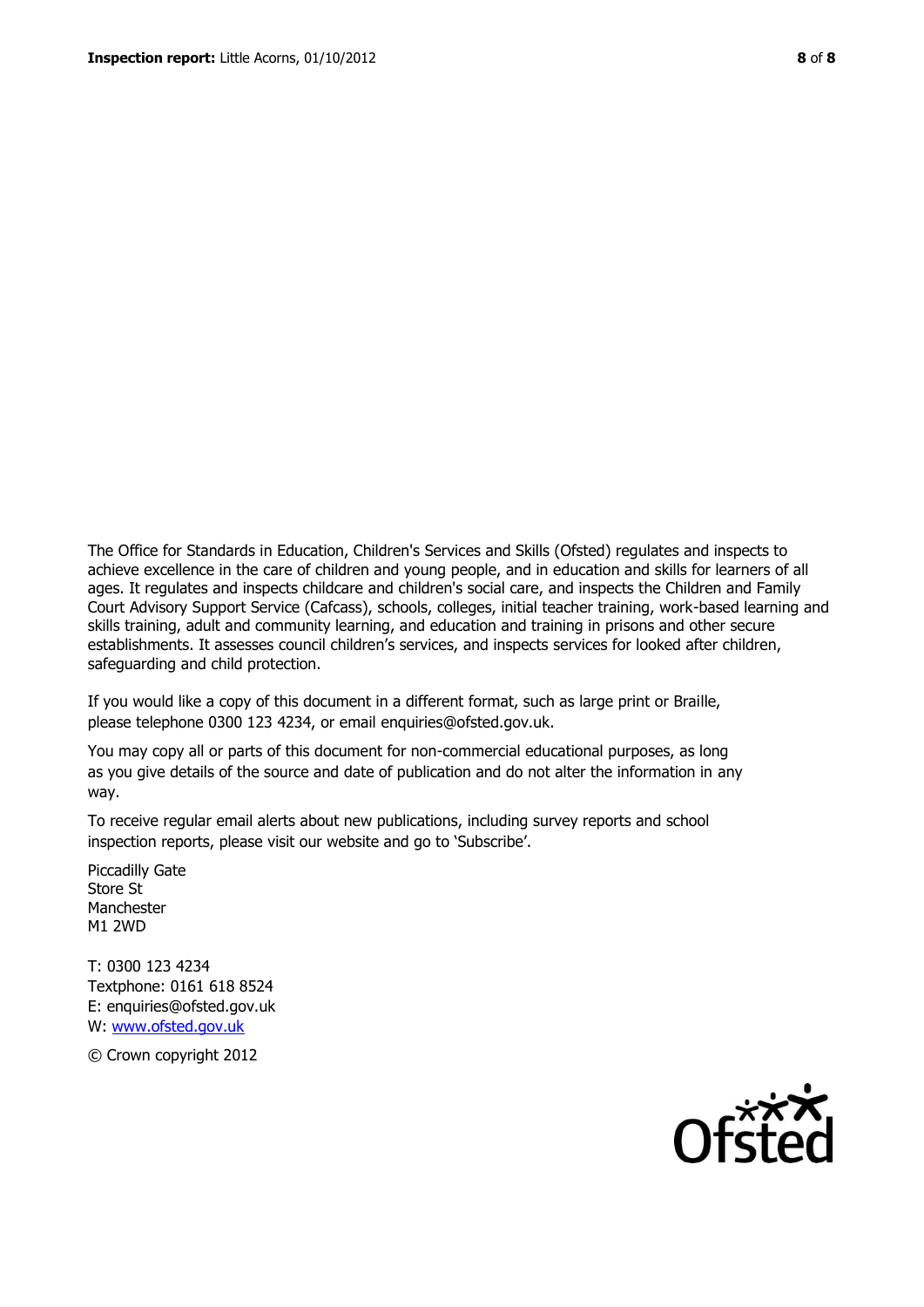The Office for Standards in Education, Children's Services and Skills (Ofsted) regulates and inspects to achieve excellence in the care of children and young people, and in education and skills for learners of all ages. It regulates and inspects childcare and children's social care, and inspects the Children and Family Court Advisory Support Service (Cafcass), schools, colleges, initial teacher training, work-based learning and skills training, adult and community learning, and education and training in prisons and other secure establishments. It assesses council children's services, and inspects services for looked after children, safeguarding and child protection.

If you would like a copy of this document in a different format, such as large print or Braille, please telephone 0300 123 4234, or email enquiries@ofsted.gov.uk.

You may copy all or parts of this document for non-commercial educational purposes, as long as you give details of the source and date of publication and do not alter the information in any way.

To receive regular email alerts about new publications, including survey reports and school inspection reports, please visit our website and go to 'Subscribe'.

Piccadilly Gate
Store St
Manchester
M1 2WD

T: 0300 123 4234
Textphone: 0161 618 8524
E: enquiries@ofsted.gov.uk
W: www.ofsted.gov.uk

© Crown copyright 2012

Ofsted